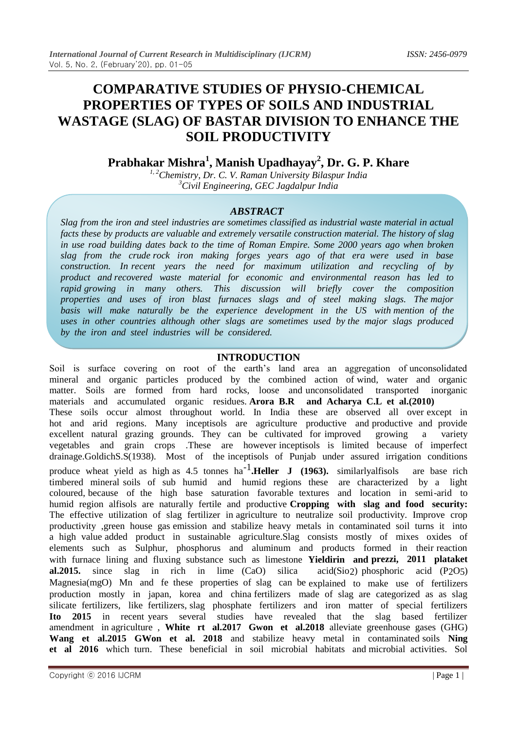# COMPARATIVE STUDIES OF PHYSIO-CHEMICAL PROPERTIES OF TYPES OF SOILS AND INDUSTRIAL WASTAGE (SLAG) OF BASTAR DIVISION TO ENHANCE THE SOIL PRODUCTIVITY

**Prabhakar Mishra[1], Manish Upadhayay[2], Dr. G. P. Khare**

*[1,2]Chemistry, Dr. C. V. Raman University Bilaspur India*
*[3]Civil Engineering, GEC Jagdalpur India*

### *ABSTRACT*

*Slag from the iron and steel industries are sometimes classified as industrial waste material in actual facts these by products are valuable and extremely versatile construction material. The history of slag in use road building dates back to the time of Roman Empire. Some 2000 years ago when broken slag from the crude rock iron making forges years ago of that era were used in base construction. In recent years the need for maximum utilization and recycling of by product and recovered waste material for economic and environmental reason has led to rapid growing in many others. This discussion will briefly cover the composition properties and uses of iron blast furnaces slags and of steel making slags. The major basis will make naturally be the experience development in the US with mention of the uses in other countries although other slags are sometimes used by the major slags produced by the iron and steel industries will be considered.*

## INTRODUCTION

Soil is surface covering on root of the earth's land area an aggregation of unconsolidated mineral and organic particles produced by the combined action of wind, water and organic matter. Soils are formed from hard rocks, loose and unconsolidated transported inorganic materials and accumulated organic residues. **Arora B.R and Acharya C.L et al.(2010)**
These soils occur almost throughout world. In India these are observed all over except in hot and arid regions. Many inceptisols are agriculture productive and productive and provide excellent natural grazing grounds. They can be cultivated for improved growing a variety vegetables and grain crops .These are however inceptisols is limited because of imperfect drainage.GoldichS.S(1938). Most of the inceptisols of Punjab under assured irrigation conditions produce wheat yield as high as 4.5 tonnes ha$^{-1}$.**Heller J (1963).** similarlyalfisols are base rich timbered mineral soils of sub humid and humid regions these are characterized by a light coloured, because of the high base saturation favorable textures and location in semi-arid to humid region alfisols are naturally fertile and productive **Cropping with slag and food security:** The effective utilization of slag fertilizer in agriculture to neutralize soil productivity. Improve crop productivity ,green house gas emission and stabilize heavy metals in contaminated soil turns it into a high value added product in sustainable agriculture.Slag consists mostly of mixes oxides of elements such as Sulphur, phosphorus and aluminum and products formed in their reaction with furnace lining and fluxing substance such as limestone **Yieldirin and prezzi, 2011 plataket al.2015.** since slag in rich in lime (CaO) silica acid($Sio_2$) phosphoric acid ($P_2O_5$) Magnesia(mgO) Mn and fe these properties of slag can be explained to make use of fertilizers production mostly in japan, korea and china fertilizers made of slag are categorized as as slag silicate fertilizers, like fertilizers, slag phosphate fertilizers and iron matter of special fertilizers **Ito 2015** in recent years several studies have revealed that the slag based fertilizer amendment in agriculture , **White rt al.2017 Gwon et al.2018** alleviate greenhouse gases (GHG) **Wang et al.2015 GWon et al. 2018** and stabilize heavy metal in contaminated soils **Ning et al 2016** which turn. These beneficial in soil microbial habitats and microbial activities. Sol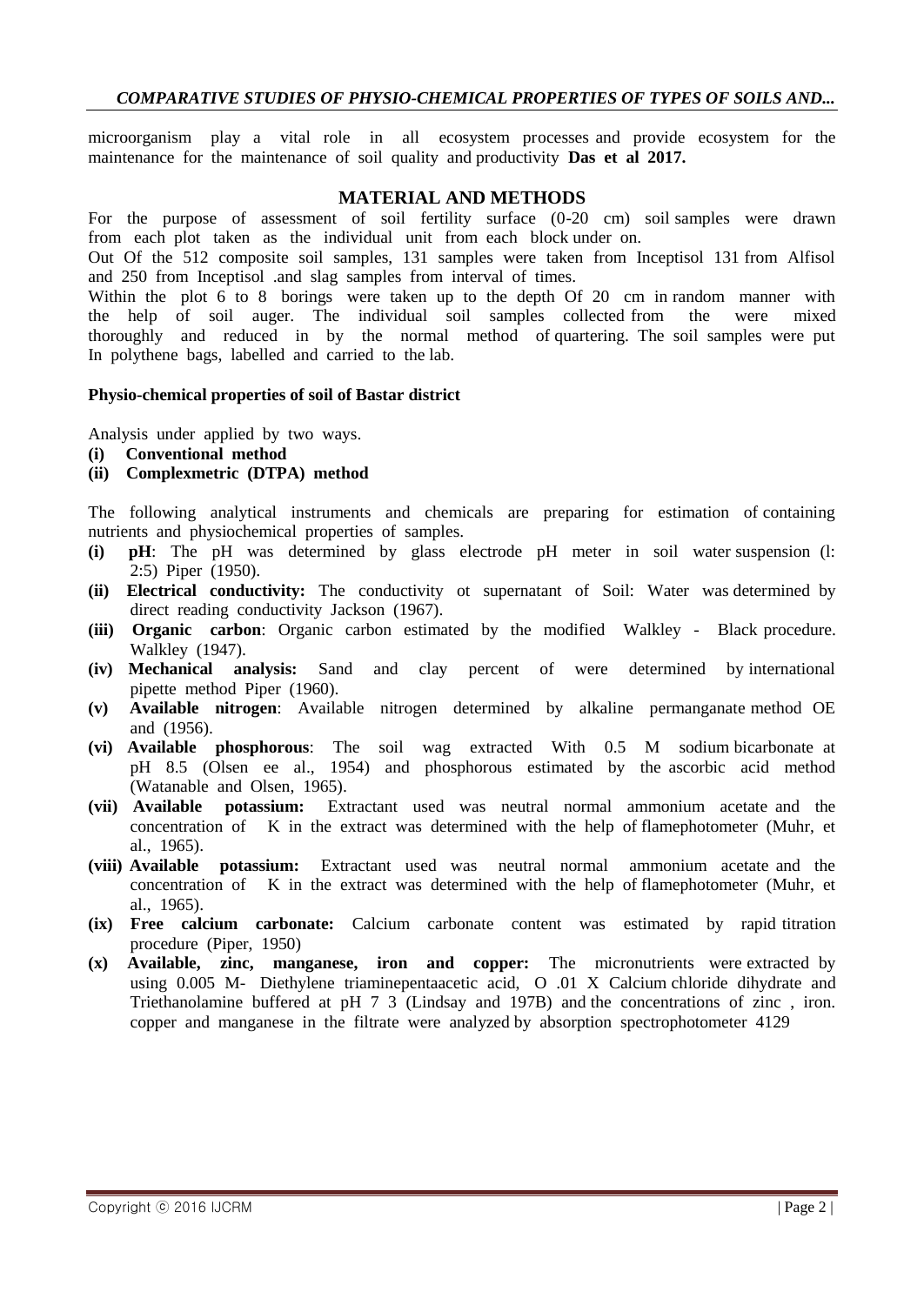microorganism play a vital role in all ecosystem processes and provide ecosystem for the maintenance for the maintenance of soil quality and productivity **Das et al 2017.**

## MATERIAL AND METHODS

For the purpose of assessment of soil fertility surface (0-20 cm) soil samples were drawn from each plot taken as the individual unit from each block under on.

Out Of the 512 composite soil samples, 131 samples were taken from Inceptisol 131 from Alfisol and 250 from Inceptisol .and slag samples from interval of times.

Within the plot 6 to 8 borings were taken up to the depth Of 20 cm in random manner with the help of soil auger. The individual soil samples collected from the were mixed thoroughly and reduced in by the normal method of quartering. The soil samples were put In polythene bags, labelled and carried to the lab.

**Physio-chemical properties of soil of Bastar district**

Analysis under applied by two ways.

**(i) Conventional method**
**(ii) Complexmetric (DTPA) method**

The following analytical instruments and chemicals are preparing for estimation of containing nutrients and physiochemical properties of samples.

- **(i) pH**: The pH was determined by glass electrode pH meter in soil water suspension (l: 2:5) Piper (1950).
- **(ii) Electrical conductivity:** The conductivity ot supernatant of Soil: Water was determined by direct reading conductivity Jackson (1967).
- **(iii) Organic carbon**: Organic carbon estimated by the modified Walkley - Black procedure. Walkley (1947).
- **(iv) Mechanical analysis:** Sand and clay percent of were determined by international pipette method Piper (1960).
- **(v) Available nitrogen**: Available nitrogen determined by alkaline permanganate method OE and (1956).
- **(vi) Available phosphorous**: The soil wag extracted With 0.5 M sodium bicarbonate at pH 8.5 (Olsen ee al., 1954) and phosphorous estimated by the ascorbic acid method (Watanable and Olsen, 1965).
- **(vii) Available potassium:** Extractant used was neutral normal ammonium acetate and the concentration of K in the extract was determined with the help of flamephotometer (Muhr, et al., 1965).
- **(viii) Available potassium:** Extractant used was neutral normal ammonium acetate and the concentration of K in the extract was determined with the help of flamephotometer (Muhr, et al., 1965).
- **(ix) Free calcium carbonate:** Calcium carbonate content was estimated by rapid titration procedure (Piper, 1950)
- **(x) Available, zinc, manganese, iron and copper:** The micronutrients were extracted by using 0.005 M- Diethylene triaminepentaacetic acid, O .01 X Calcium chloride dihydrate and Triethanolamine buffered at pH 7 3 (Lindsay and 197B) and the concentrations of zinc , iron. copper and manganese in the filtrate were analyzed by absorption spectrophotometer 4129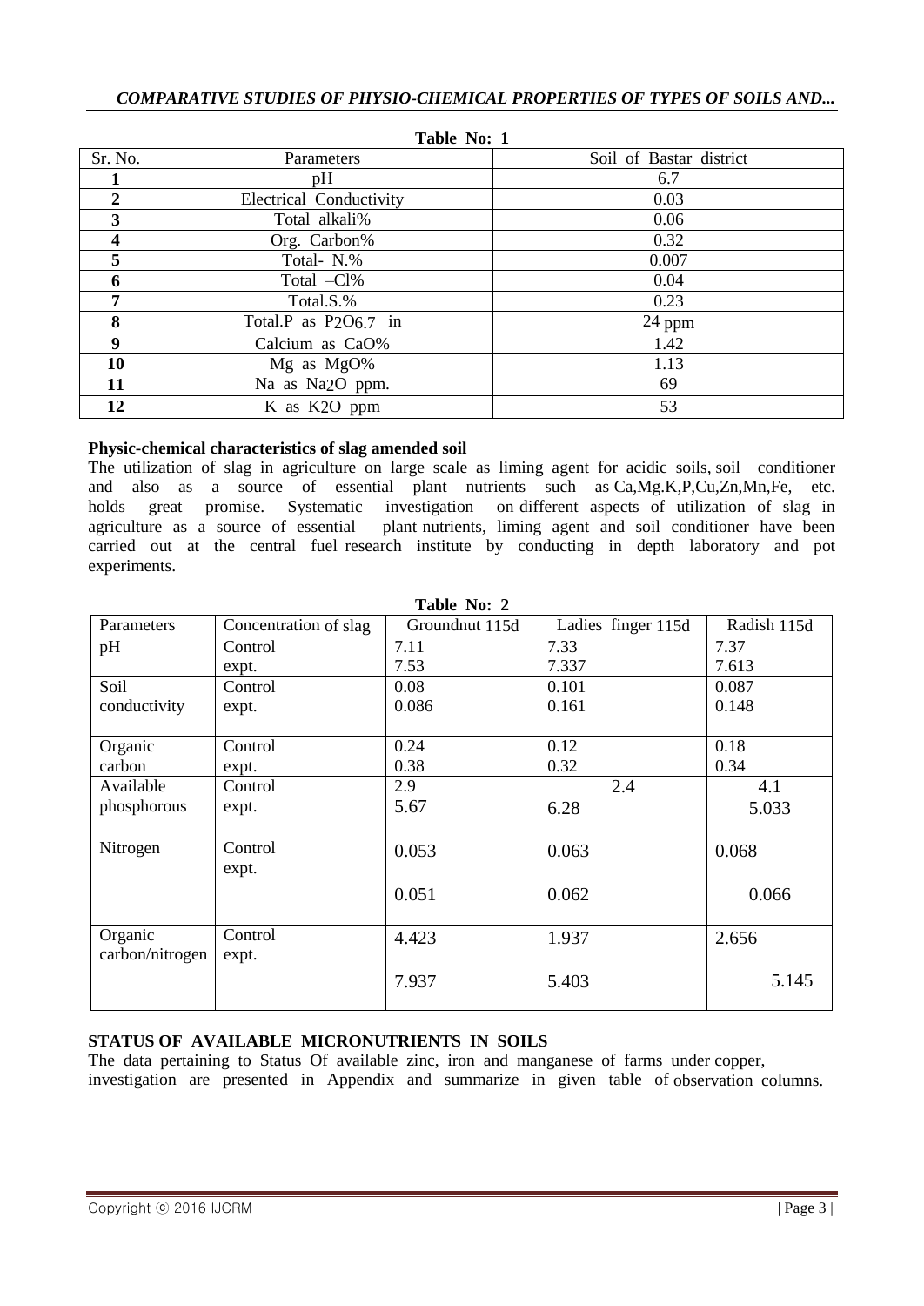**Table No: 1**

| Sr. No. | Parameters | Soil of Bastar district |
|---|---|---|
| **1** | pH | 6.7 |
| **2** | Electrical Conductivity | 0.03 |
| **3** | Total alkali% | 0.06 |
| **4** | Org. Carbon% | 0.32 |
| **5** | Total- N.% | 0.007 |
| **6** | Total –Cl% | 0.04 |
| **7** | Total.S.% | 0.23 |
| **8** | Total.P as $P_2O_{6.7}$ in | 24 ppm |
| **9** | Calcium as CaO% | 1.42 |
| **10** | Mg as MgO% | 1.13 |
| **11** | Na as $Na_2O$ ppm. | 69 |
| **12** | K as $K_2O$ ppm | 53 |

**Physic-chemical characteristics of slag amended soil**

The utilization of slag in agriculture on large scale as liming agent for acidic soils, soil conditioner and also as a source of essential plant nutrients such as Ca,Mg.K,P,Cu,Zn,Mn,Fe, etc. holds great promise. Systematic investigation on different aspects of utilization of slag in agriculture as a source of essential plant nutrients, liming agent and soil conditioner have been carried out at the central fuel research institute by conducting in depth laboratory and pot experiments.

**Table No: 2**

| Parameters | Concentration of slag | Groundnut 115d | Ladies finger 115d | Radish 115d |
|---|---|---|---|---|
| pH | Control | 7.11 | 7.33 | 7.37 |
| | expt. | 7.53 | 7.337 | 7.613 |
| Soil conductivity | Control | 0.08 | 0.101 | 0.087 |
| | expt. | 0.086 | 0.161 | 0.148 |
| Organic carbon | Control | 0.24 | 0.12 | 0.18 |
| | expt. | 0.38 | 0.32 | 0.34 |
| Available phosphorous | Control | 2.9 | 2.4 | 4.1 |
| | expt. | 5.67 | 6.28 | 5.033 |
| Nitrogen | Control | 0.053 | 0.063 | 0.068 |
| | expt. | 0.051 | 0.062 | 0.066 |
| Organic carbon/nitrogen | Control | 4.423 | 1.937 | 2.656 |
| | expt. | 7.937 | 5.403 | 5.145 |

**STATUS OF AVAILABLE MICRONUTRIENTS IN SOILS**

The data pertaining to Status Of available zinc, iron and manganese of farms under copper, investigation are presented in Appendix and summarize in given table of observation columns.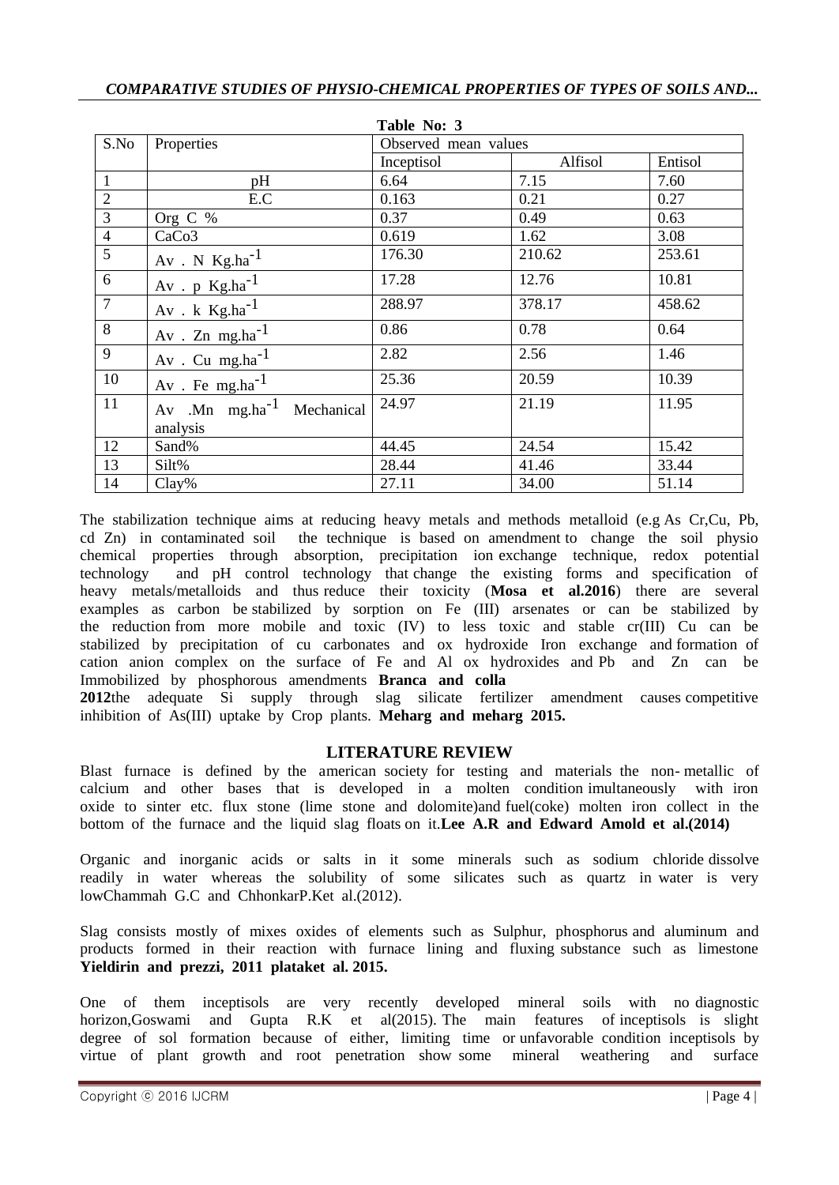**Table No: 3**

| S.No | Properties | Observed mean values | | |
|---|---|---|---|---|
| | | Inceptisol | Alfisol | Entisol |
| 1 | pH | 6.64 | 7.15 | 7.60 |
| 2 | E.C | 0.163 | 0.21 | 0.27 |
| 3 | Org C % | 0.37 | 0.49 | 0.63 |
| 4 | CaCo3 | 0.619 | 1.62 | 3.08 |
| 5 | Av . N Kg.ha$^{-1}$ | 176.30 | 210.62 | 253.61 |
| 6 | Av . p Kg.ha$^{-1}$ | 17.28 | 12.76 | 10.81 |
| 7 | Av . k Kg.ha$^{-1}$ | 288.97 | 378.17 | 458.62 |
| 8 | Av . Zn mg.ha$^{-1}$ | 0.86 | 0.78 | 0.64 |
| 9 | Av . Cu mg.ha$^{-1}$ | 2.82 | 2.56 | 1.46 |
| 10 | Av . Fe mg.ha$^{-1}$ | 25.36 | 20.59 | 10.39 |
| 11 | Av .Mn mg.ha$^{-1}$ Mechanical analysis | 24.97 | 21.19 | 11.95 |
| 12 | Sand% | 44.45 | 24.54 | 15.42 |
| 13 | Silt% | 28.44 | 41.46 | 33.44 |
| 14 | Clay% | 27.11 | 34.00 | 51.14 |

The stabilization technique aims at reducing heavy metals and methods metalloid (e.g As Cr,Cu, Pb, cd Zn) in contaminated soil the technique is based on amendment to change the soil physio chemical properties through absorption, precipitation ion exchange technique, redox potential technology and pH control technology that change the existing forms and specification of heavy metals/metalloids and thus reduce their toxicity (**Mosa et al.2016**) there are several examples as carbon be stabilized by sorption on Fe (III) arsenates or can be stabilized by the reduction from more mobile and toxic (IV) to less toxic and stable cr(III) Cu can be stabilized by precipitation of cu carbonates and ox hydroxide Iron exchange and formation of cation anion complex on the surface of Fe and Al ox hydroxides and Pb and Zn can be Immobilized by phosphorous amendments **Branca and colla 2012**the adequate Si supply through slag silicate fertilizer amendment causes competitive inhibition of As(III) uptake by Crop plants. **Meharg and meharg 2015.**

## LITERATURE REVIEW

Blast furnace is defined by the american society for testing and materials the non- metallic of calcium and other bases that is developed in a molten condition imultaneously with iron oxide to sinter etc. flux stone (lime stone and dolomite)and fuel(coke) molten iron collect in the bottom of the furnace and the liquid slag floats on it.**Lee A.R and Edward Amold et al.(2014)**

Organic and inorganic acids or salts in it some minerals such as sodium chloride dissolve readily in water whereas the solubility of some silicates such as quartz in water is very lowChammah G.C and ChhonkarP.Ket al.(2012).

Slag consists mostly of mixes oxides of elements such as Sulphur, phosphorus and aluminum and products formed in their reaction with furnace lining and fluxing substance such as limestone **Yieldirin and prezzi, 2011 plataket al. 2015.**

One of them inceptisols are very recently developed mineral soils with no diagnostic horizon,Goswami and Gupta R.K et al(2015). The main features of inceptisols is slight degree of sol formation because of either, limiting time or unfavorable condition inceptisols by virtue of plant growth and root penetration show some mineral weathering and surface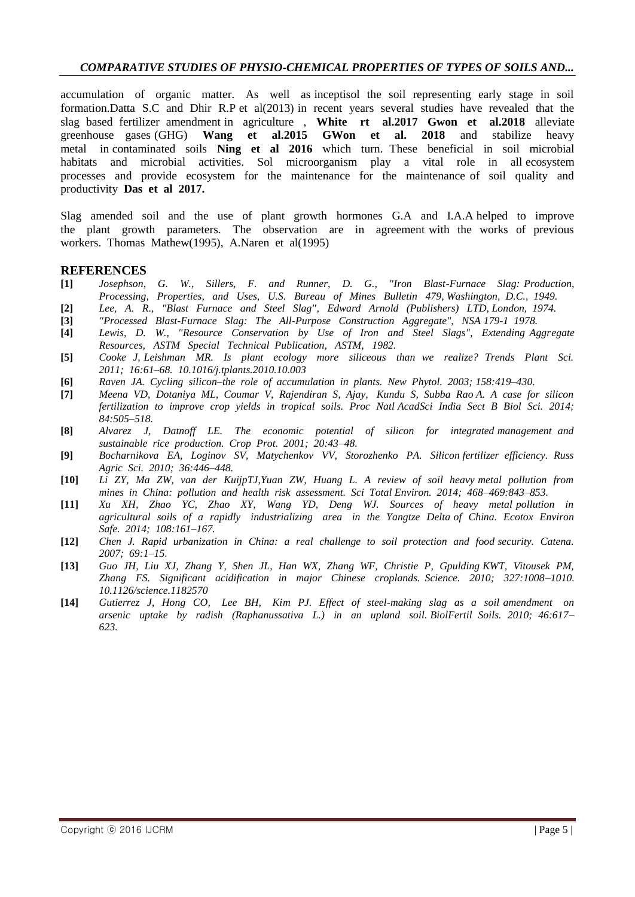accumulation of organic matter. As well as inceptisol the soil representing early stage in soil formation.Datta S.C and Dhir R.P et al(2013) in recent years several studies have revealed that the slag based fertilizer amendment in agriculture , **White rt al.2017 Gwon et al.2018** alleviate greenhouse gases (GHG) **Wang et al.2015 GWon et al. 2018** and stabilize heavy metal in contaminated soils **Ning et al 2016** which turn. These beneficial in soil microbial habitats and microbial activities. Sol microorganism play a vital role in all ecosystem processes and provide ecosystem for the maintenance for the maintenance of soil quality and productivity **Das et al 2017.**

Slag amended soil and the use of plant growth hormones G.A and I.A.A helped to improve the plant growth parameters. The observation are in agreement with the works of previous workers. Thomas Mathew(1995), A.Naren et al(1995)

## REFERENCES

**[1]** *Josephson, G. W., Sillers, F. and Runner, D. G., "Iron Blast-Furnace Slag: Production, Processing, Properties, and Uses, U.S. Bureau of Mines Bulletin 479, Washington, D.C., 1949.*

**[2]** *Lee, A. R., "Blast Furnace and Steel Slag", Edward Arnold (Publishers) LTD, London, 1974.*

**[3]** *"Processed Blast-Furnace Slag: The All-Purpose Construction Aggregate", NSA 179-1 1978.*

**[4]** *Lewis, D. W., "Resource Conservation by Use of Iron and Steel Slags", Extending Aggregate Resources, ASTM Special Technical Publication, ASTM, 1982.*

**[5]** *Cooke J, Leishman MR. Is plant ecology more siliceous than we realize? Trends Plant Sci. 2011; 16:61–68. 10.1016/j.tplants.2010.10.003*

**[6]** *Raven JA. Cycling silicon–the role of accumulation in plants. New Phytol. 2003; 158:419–430.*

**[7]** *Meena VD, Dotaniya ML, Coumar V, Rajendiran S, Ajay, Kundu S, Subba Rao A. A case for silicon fertilization to improve crop yields in tropical soils. Proc Natl AcadSci India Sect B Biol Sci. 2014; 84:505–518.*

**[8]** *Alvarez J, Datnoff LE. The economic potential of silicon for integrated management and sustainable rice production. Crop Prot. 2001; 20:43–48.*

**[9]** *Bocharnikova EA, Loginov SV, Matychenkov VV, Storozhenko PA. Silicon fertilizer efficiency. Russ Agric Sci. 2010; 36:446–448.*

**[10]** *Li ZY, Ma ZW, van der KuijpTJ,Yuan ZW, Huang L. A review of soil heavy metal pollution from mines in China: pollution and health risk assessment. Sci Total Environ. 2014; 468–469:843–853.*

**[11]** *Xu XH, Zhao YC, Zhao XY, Wang YD, Deng WJ. Sources of heavy metal pollution in agricultural soils of a rapidly industrializing area in the Yangtze Delta of China. Ecotox Environ Safe. 2014; 108:161–167.*

**[12]** *Chen J. Rapid urbanization in China: a real challenge to soil protection and food security. Catena. 2007; 69:1–15.*

**[13]** *Guo JH, Liu XJ, Zhang Y, Shen JL, Han WX, Zhang WF, Christie P, Gpulding KWT, Vitousek PM, Zhang FS. Significant acidification in major Chinese croplands. Science. 2010; 327:1008–1010. 10.1126/science.1182570*

**[14]** *Gutierrez J, Hong CO, Lee BH, Kim PJ. Effect of steel-making slag as a soil amendment on arsenic uptake by radish (Raphanussativa L.) in an upland soil. BiolFertil Soils. 2010; 46:617–623.*